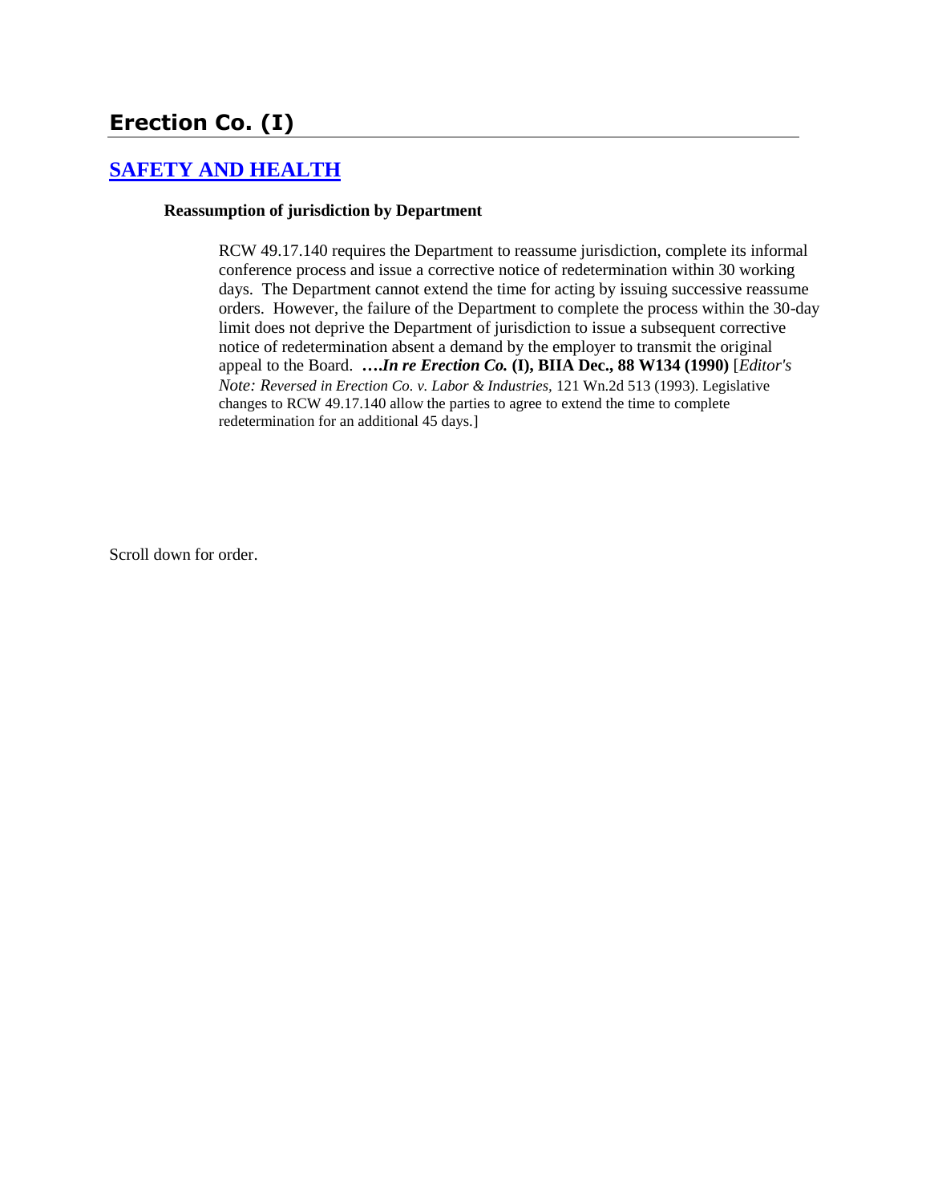# Erection Co. (I)

## [SAFETY AND HEALTH](#)

**Reassumption of jurisdiction by Department**

RCW 49.17.140 requires the Department to reassume jurisdiction, complete its informal conference process and issue a corrective notice of redetermination within 30 working days. The Department cannot extend the time for acting by issuing successive reassume orders. However, the failure of the Department to complete the process within the 30-day limit does not deprive the Department of jurisdiction to issue a subsequent corrective notice of redetermination absent a demand by the employer to transmit the original appeal to the Board. ***….In re Erection Co.* (I), BIIA Dec., 88 W134 (1990)** [*Editor's Note: Reversed in Erection Co. v. Labor & Industries,* 121 Wn.2d 513 (1993). Legislative changes to RCW 49.17.140 allow the parties to agree to extend the time to complete redetermination for an additional 45 days.]

Scroll down for order.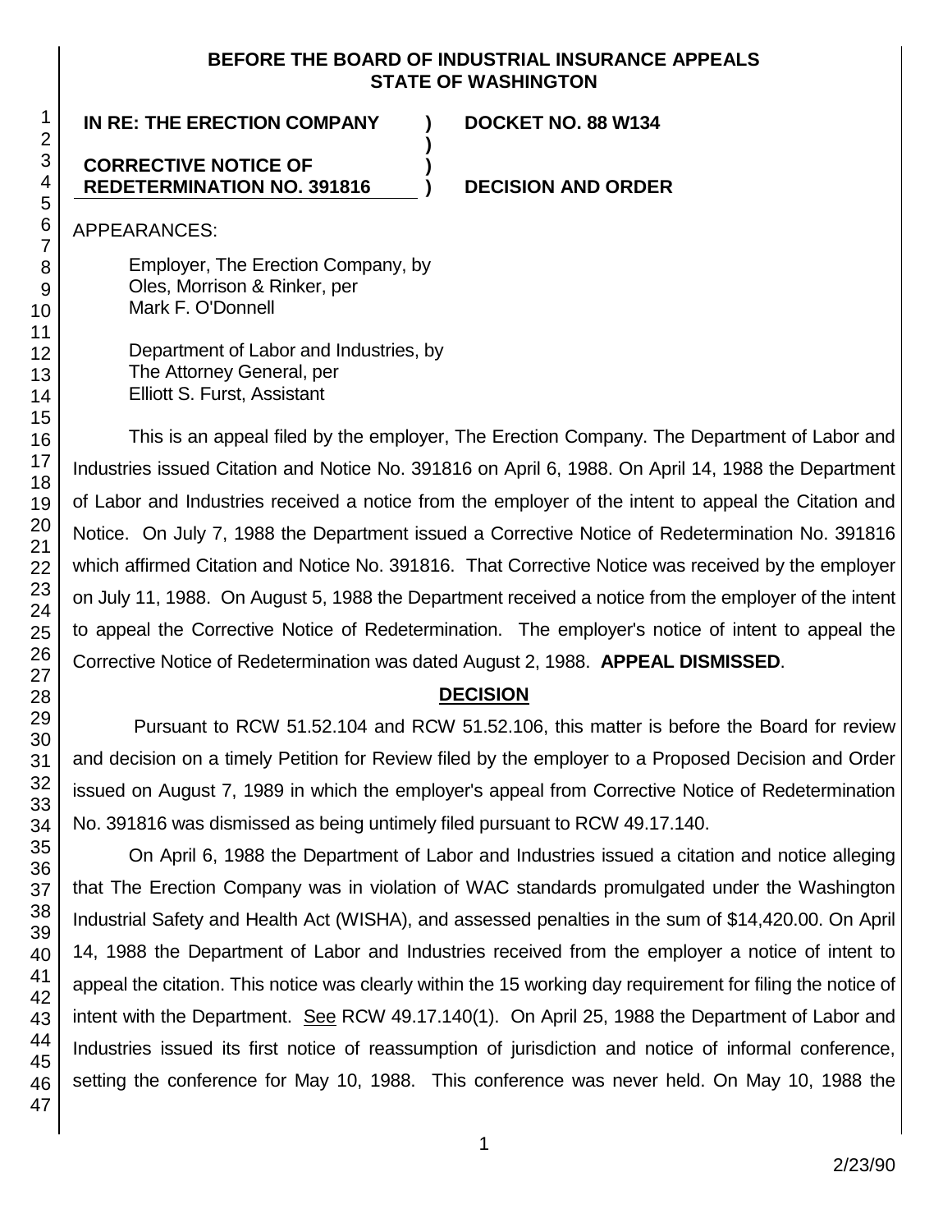**BEFORE THE BOARD OF INDUSTRIAL INSURANCE APPEALS**
**STATE OF WASHINGTON**

| | | |
|---|---|---|
| **IN RE: THE ERECTION COMPANY** | **)** | **DOCKET NO. 88 W134** |
| | **)** | |
| **CORRECTIVE NOTICE OF** | **)** | |
| **REDETERMINATION NO. 391816** | **)** | **DECISION AND ORDER** |

APPEARANCES:

Employer, The Erection Company, by
Oles, Morrison & Rinker, per
Mark F. O'Donnell

Department of Labor and Industries, by
The Attorney General, per
Elliott S. Furst, Assistant

This is an appeal filed by the employer, The Erection Company. The Department of Labor and Industries issued Citation and Notice No. 391816 on April 6, 1988. On April 14, 1988 the Department of Labor and Industries received a notice from the employer of the intent to appeal the Citation and Notice. On July 7, 1988 the Department issued a Corrective Notice of Redetermination No. 391816 which affirmed Citation and Notice No. 391816. That Corrective Notice was received by the employer on July 11, 1988. On August 5, 1988 the Department received a notice from the employer of the intent to appeal the Corrective Notice of Redetermination. The employer's notice of intent to appeal the Corrective Notice of Redetermination was dated August 2, 1988. **APPEAL DISMISSED**.

## DECISION

Pursuant to RCW 51.52.104 and RCW 51.52.106, this matter is before the Board for review and decision on a timely Petition for Review filed by the employer to a Proposed Decision and Order issued on August 7, 1989 in which the employer's appeal from Corrective Notice of Redetermination No. 391816 was dismissed as being untimely filed pursuant to RCW 49.17.140.

On April 6, 1988 the Department of Labor and Industries issued a citation and notice alleging that The Erection Company was in violation of WAC standards promulgated under the Washington Industrial Safety and Health Act (WISHA), and assessed penalties in the sum of $14,420.00. On April 14, 1988 the Department of Labor and Industries received from the employer a notice of intent to appeal the citation. This notice was clearly within the 15 working day requirement for filing the notice of intent with the Department. See RCW 49.17.140(1). On April 25, 1988 the Department of Labor and Industries issued its first notice of reassumption of jurisdiction and notice of informal conference, setting the conference for May 10, 1988. This conference was never held. On May 10, 1988 the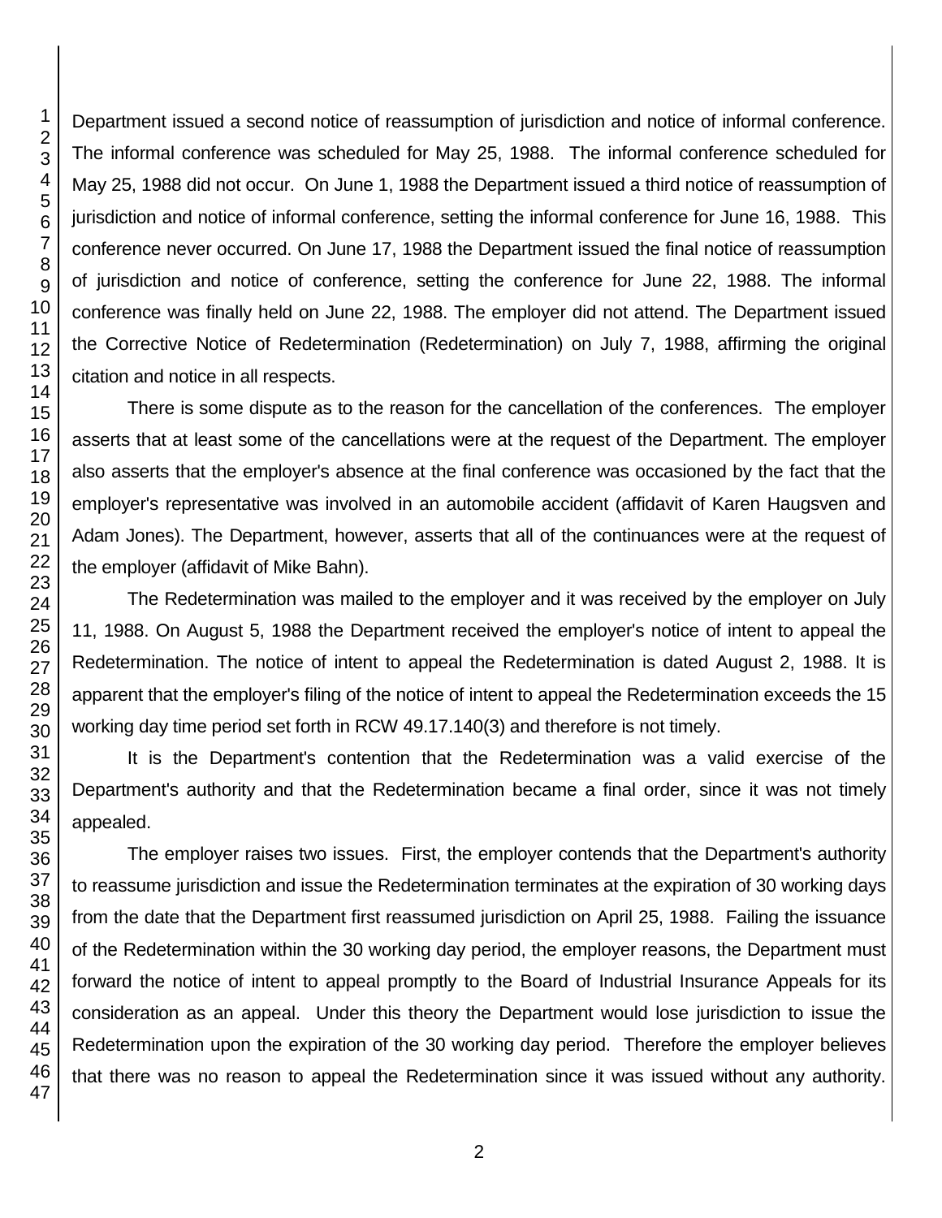Department issued a second notice of reassumption of jurisdiction and notice of informal conference. The informal conference was scheduled for May 25, 1988. The informal conference scheduled for May 25, 1988 did not occur. On June 1, 1988 the Department issued a third notice of reassumption of jurisdiction and notice of informal conference, setting the informal conference for June 16, 1988. This conference never occurred. On June 17, 1988 the Department issued the final notice of reassumption of jurisdiction and notice of conference, setting the conference for June 22, 1988. The informal conference was finally held on June 22, 1988. The employer did not attend. The Department issued the Corrective Notice of Redetermination (Redetermination) on July 7, 1988, affirming the original citation and notice in all respects.

There is some dispute as to the reason for the cancellation of the conferences. The employer asserts that at least some of the cancellations were at the request of the Department. The employer also asserts that the employer's absence at the final conference was occasioned by the fact that the employer's representative was involved in an automobile accident (affidavit of Karen Haugsven and Adam Jones). The Department, however, asserts that all of the continuances were at the request of the employer (affidavit of Mike Bahn).

The Redetermination was mailed to the employer and it was received by the employer on July 11, 1988. On August 5, 1988 the Department received the employer's notice of intent to appeal the Redetermination. The notice of intent to appeal the Redetermination is dated August 2, 1988. It is apparent that the employer's filing of the notice of intent to appeal the Redetermination exceeds the 15 working day time period set forth in RCW 49.17.140(3) and therefore is not timely.

It is the Department's contention that the Redetermination was a valid exercise of the Department's authority and that the Redetermination became a final order, since it was not timely appealed.

The employer raises two issues. First, the employer contends that the Department's authority to reassume jurisdiction and issue the Redetermination terminates at the expiration of 30 working days from the date that the Department first reassumed jurisdiction on April 25, 1988. Failing the issuance of the Redetermination within the 30 working day period, the employer reasons, the Department must forward the notice of intent to appeal promptly to the Board of Industrial Insurance Appeals for its consideration as an appeal. Under this theory the Department would lose jurisdiction to issue the Redetermination upon the expiration of the 30 working day period. Therefore the employer believes that there was no reason to appeal the Redetermination since it was issued without any authority.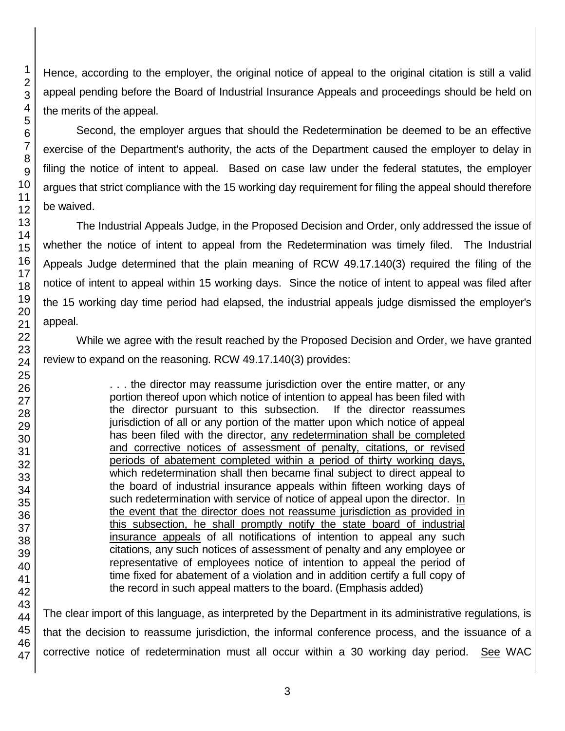Hence, according to the employer, the original notice of appeal to the original citation is still a valid appeal pending before the Board of Industrial Insurance Appeals and proceedings should be held on the merits of the appeal.

Second, the employer argues that should the Redetermination be deemed to be an effective exercise of the Department's authority, the acts of the Department caused the employer to delay in filing the notice of intent to appeal. Based on case law under the federal statutes, the employer argues that strict compliance with the 15 working day requirement for filing the appeal should therefore be waived.

The Industrial Appeals Judge, in the Proposed Decision and Order, only addressed the issue of whether the notice of intent to appeal from the Redetermination was timely filed. The Industrial Appeals Judge determined that the plain meaning of RCW 49.17.140(3) required the filing of the notice of intent to appeal within 15 working days. Since the notice of intent to appeal was filed after the 15 working day time period had elapsed, the industrial appeals judge dismissed the employer's appeal.

While we agree with the result reached by the Proposed Decision and Order, we have granted review to expand on the reasoning. RCW 49.17.140(3) provides:

> . . . the director may reassume jurisdiction over the entire matter, or any portion thereof upon which notice of intention to appeal has been filed with the director pursuant to this subsection. If the director reassumes jurisdiction of all or any portion of the matter upon which notice of appeal has been filed with the director, <u>any redetermination shall be completed and corrective notices of assessment of penalty, citations, or revised periods of abatement completed within a period of thirty working days,</u> which redetermination shall then became final subject to direct appeal to the board of industrial insurance appeals within fifteen working days of such redetermination with service of notice of appeal upon the director. <u>In the event that the director does not reassume jurisdiction as provided in this subsection, he shall promptly notify the state board of industrial insurance appeals</u> of all notifications of intention to appeal any such citations, any such notices of assessment of penalty and any employee or representative of employees notice of intention to appeal the period of time fixed for abatement of a violation and in addition certify a full copy of the record in such appeal matters to the board. (Emphasis added)

The clear import of this language, as interpreted by the Department in its administrative regulations, is that the decision to reassume jurisdiction, the informal conference process, and the issuance of a corrective notice of redetermination must all occur within a 30 working day period. <u>See</u> WAC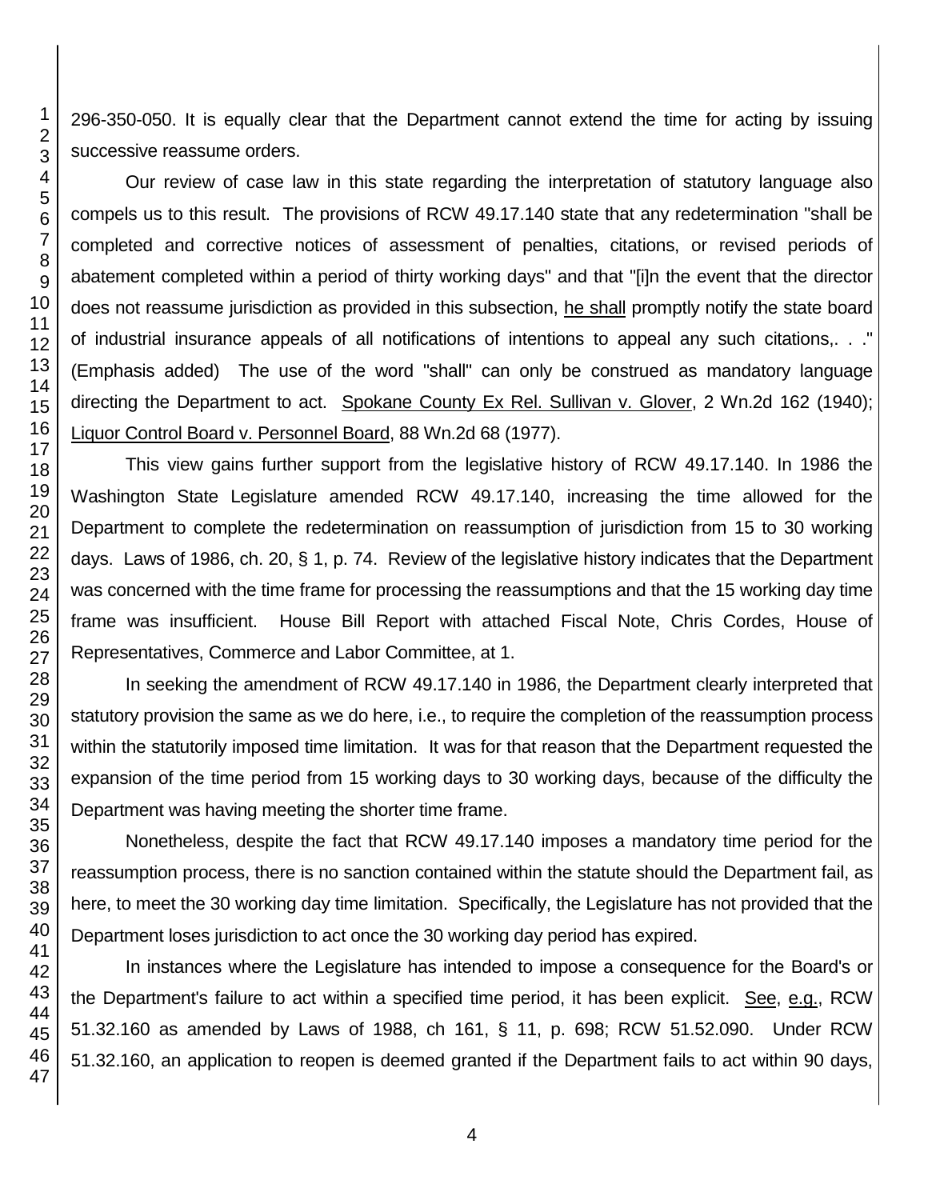296-350-050. It is equally clear that the Department cannot extend the time for acting by issuing successive reassume orders.

Our review of case law in this state regarding the interpretation of statutory language also compels us to this result. The provisions of RCW 49.17.140 state that any redetermination "shall be completed and corrective notices of assessment of penalties, citations, or revised periods of abatement completed within a period of thirty working days" and that "[i]n the event that the director does not reassume jurisdiction as provided in this subsection, he shall promptly notify the state board of industrial insurance appeals of all notifications of intentions to appeal any such citations,. . ." (Emphasis added) The use of the word "shall" can only be construed as mandatory language directing the Department to act. Spokane County Ex Rel. Sullivan v. Glover, 2 Wn.2d 162 (1940); Liquor Control Board v. Personnel Board, 88 Wn.2d 68 (1977).

This view gains further support from the legislative history of RCW 49.17.140. In 1986 the Washington State Legislature amended RCW 49.17.140, increasing the time allowed for the Department to complete the redetermination on reassumption of jurisdiction from 15 to 30 working days. Laws of 1986, ch. 20, § 1, p. 74. Review of the legislative history indicates that the Department was concerned with the time frame for processing the reassumptions and that the 15 working day time frame was insufficient. House Bill Report with attached Fiscal Note, Chris Cordes, House of Representatives, Commerce and Labor Committee, at 1.

In seeking the amendment of RCW 49.17.140 in 1986, the Department clearly interpreted that statutory provision the same as we do here, i.e., to require the completion of the reassumption process within the statutorily imposed time limitation. It was for that reason that the Department requested the expansion of the time period from 15 working days to 30 working days, because of the difficulty the Department was having meeting the shorter time frame.

Nonetheless, despite the fact that RCW 49.17.140 imposes a mandatory time period for the reassumption process, there is no sanction contained within the statute should the Department fail, as here, to meet the 30 working day time limitation. Specifically, the Legislature has not provided that the Department loses jurisdiction to act once the 30 working day period has expired.

In instances where the Legislature has intended to impose a consequence for the Board's or the Department's failure to act within a specified time period, it has been explicit. See, e.g., RCW 51.32.160 as amended by Laws of 1988, ch 161, § 11, p. 698; RCW 51.52.090. Under RCW 51.32.160, an application to reopen is deemed granted if the Department fails to act within 90 days,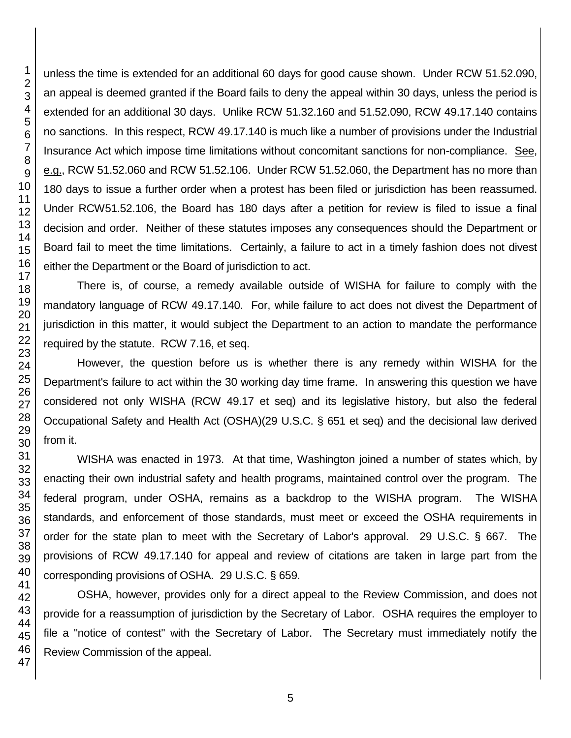unless the time is extended for an additional 60 days for good cause shown. Under RCW 51.52.090, an appeal is deemed granted if the Board fails to deny the appeal within 30 days, unless the period is extended for an additional 30 days. Unlike RCW 51.32.160 and 51.52.090, RCW 49.17.140 contains no sanctions. In this respect, RCW 49.17.140 is much like a number of provisions under the Industrial Insurance Act which impose time limitations without concomitant sanctions for non-compliance. See, e.g., RCW 51.52.060 and RCW 51.52.106. Under RCW 51.52.060, the Department has no more than 180 days to issue a further order when a protest has been filed or jurisdiction has been reassumed. Under RCW51.52.106, the Board has 180 days after a petition for review is filed to issue a final decision and order. Neither of these statutes imposes any consequences should the Department or Board fail to meet the time limitations. Certainly, a failure to act in a timely fashion does not divest either the Department or the Board of jurisdiction to act.

There is, of course, a remedy available outside of WISHA for failure to comply with the mandatory language of RCW 49.17.140. For, while failure to act does not divest the Department of jurisdiction in this matter, it would subject the Department to an action to mandate the performance required by the statute. RCW 7.16, et seq.

However, the question before us is whether there is any remedy within WISHA for the Department's failure to act within the 30 working day time frame. In answering this question we have considered not only WISHA (RCW 49.17 et seq) and its legislative history, but also the federal Occupational Safety and Health Act (OSHA)(29 U.S.C. § 651 et seq) and the decisional law derived from it.

WISHA was enacted in 1973. At that time, Washington joined a number of states which, by enacting their own industrial safety and health programs, maintained control over the program. The federal program, under OSHA, remains as a backdrop to the WISHA program. The WISHA standards, and enforcement of those standards, must meet or exceed the OSHA requirements in order for the state plan to meet with the Secretary of Labor's approval. 29 U.S.C. § 667. The provisions of RCW 49.17.140 for appeal and review of citations are taken in large part from the corresponding provisions of OSHA. 29 U.S.C. § 659.

OSHA, however, provides only for a direct appeal to the Review Commission, and does not provide for a reassumption of jurisdiction by the Secretary of Labor. OSHA requires the employer to file a "notice of contest" with the Secretary of Labor. The Secretary must immediately notify the Review Commission of the appeal.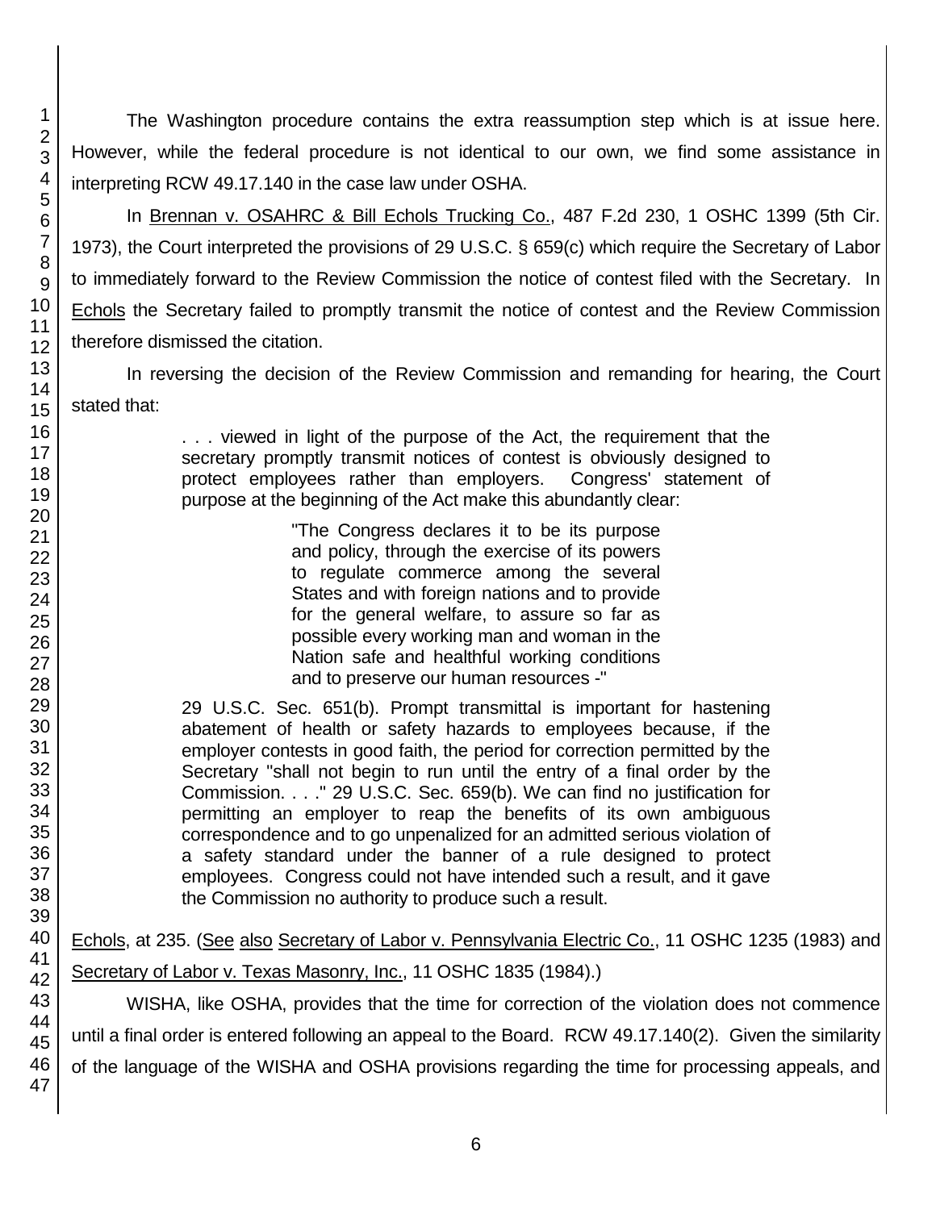The Washington procedure contains the extra reassumption step which is at issue here. However, while the federal procedure is not identical to our own, we find some assistance in interpreting RCW 49.17.140 in the case law under OSHA.

In Brennan v. OSAHRC & Bill Echols Trucking Co., 487 F.2d 230, 1 OSHC 1399 (5th Cir. 1973), the Court interpreted the provisions of 29 U.S.C. § 659(c) which require the Secretary of Labor to immediately forward to the Review Commission the notice of contest filed with the Secretary. In Echols the Secretary failed to promptly transmit the notice of contest and the Review Commission therefore dismissed the citation.

In reversing the decision of the Review Commission and remanding for hearing, the Court stated that:

> . . . viewed in light of the purpose of the Act, the requirement that the secretary promptly transmit notices of contest is obviously designed to protect employees rather than employers. Congress' statement of purpose at the beginning of the Act make this abundantly clear:
>
> > "The Congress declares it to be its purpose and policy, through the exercise of its powers to regulate commerce among the several States and with foreign nations and to provide for the general welfare, to assure so far as possible every working man and woman in the Nation safe and healthful working conditions and to preserve our human resources -"
>
> 29 U.S.C. Sec. 651(b). Prompt transmittal is important for hastening abatement of health or safety hazards to employees because, if the employer contests in good faith, the period for correction permitted by the Secretary "shall not begin to run until the entry of a final order by the Commission. . . ." 29 U.S.C. Sec. 659(b). We can find no justification for permitting an employer to reap the benefits of its own ambiguous correspondence and to go unpenalized for an admitted serious violation of a safety standard under the banner of a rule designed to protect employees. Congress could not have intended such a result, and it gave the Commission no authority to produce such a result.

Echols, at 235. (See also Secretary of Labor v. Pennsylvania Electric Co., 11 OSHC 1235 (1983) and Secretary of Labor v. Texas Masonry, Inc., 11 OSHC 1835 (1984).)

WISHA, like OSHA, provides that the time for correction of the violation does not commence until a final order is entered following an appeal to the Board. RCW 49.17.140(2). Given the similarity of the language of the WISHA and OSHA provisions regarding the time for processing appeals, and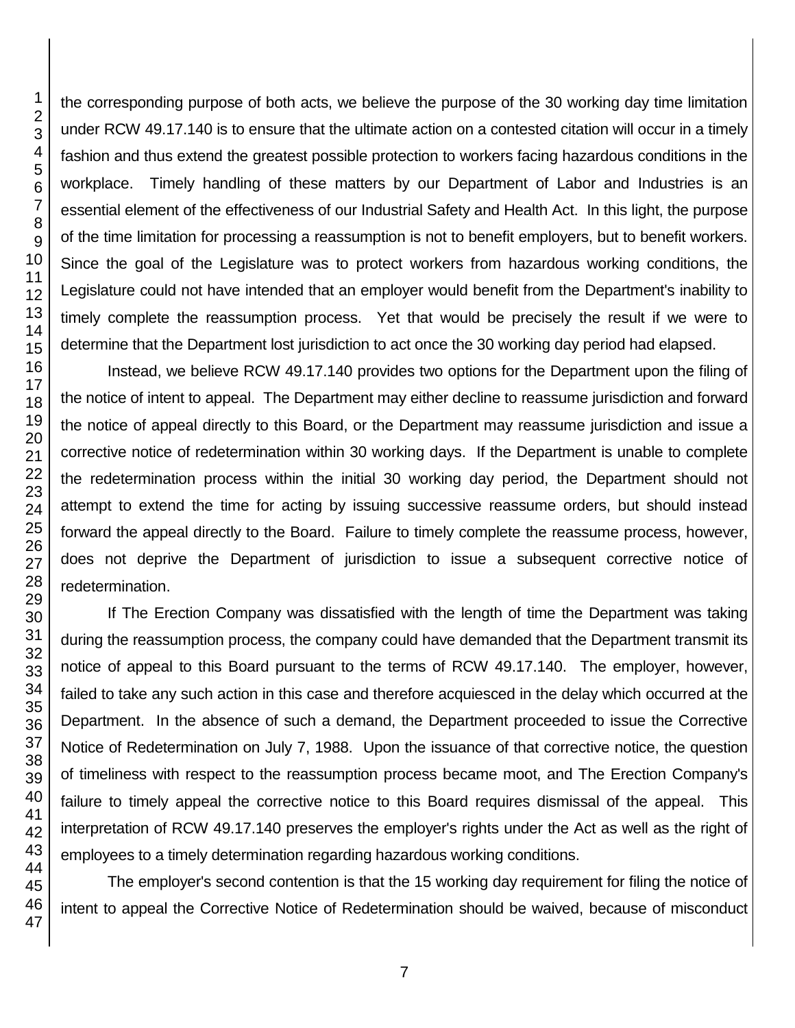the corresponding purpose of both acts, we believe the purpose of the 30 working day time limitation under RCW 49.17.140 is to ensure that the ultimate action on a contested citation will occur in a timely fashion and thus extend the greatest possible protection to workers facing hazardous conditions in the workplace. Timely handling of these matters by our Department of Labor and Industries is an essential element of the effectiveness of our Industrial Safety and Health Act. In this light, the purpose of the time limitation for processing a reassumption is not to benefit employers, but to benefit workers. Since the goal of the Legislature was to protect workers from hazardous working conditions, the Legislature could not have intended that an employer would benefit from the Department's inability to timely complete the reassumption process. Yet that would be precisely the result if we were to determine that the Department lost jurisdiction to act once the 30 working day period had elapsed.

Instead, we believe RCW 49.17.140 provides two options for the Department upon the filing of the notice of intent to appeal. The Department may either decline to reassume jurisdiction and forward the notice of appeal directly to this Board, or the Department may reassume jurisdiction and issue a corrective notice of redetermination within 30 working days. If the Department is unable to complete the redetermination process within the initial 30 working day period, the Department should not attempt to extend the time for acting by issuing successive reassume orders, but should instead forward the appeal directly to the Board. Failure to timely complete the reassume process, however, does not deprive the Department of jurisdiction to issue a subsequent corrective notice of redetermination.

If The Erection Company was dissatisfied with the length of time the Department was taking during the reassumption process, the company could have demanded that the Department transmit its notice of appeal to this Board pursuant to the terms of RCW 49.17.140. The employer, however, failed to take any such action in this case and therefore acquiesced in the delay which occurred at the Department. In the absence of such a demand, the Department proceeded to issue the Corrective Notice of Redetermination on July 7, 1988. Upon the issuance of that corrective notice, the question of timeliness with respect to the reassumption process became moot, and The Erection Company's failure to timely appeal the corrective notice to this Board requires dismissal of the appeal. This interpretation of RCW 49.17.140 preserves the employer's rights under the Act as well as the right of employees to a timely determination regarding hazardous working conditions.

The employer's second contention is that the 15 working day requirement for filing the notice of intent to appeal the Corrective Notice of Redetermination should be waived, because of misconduct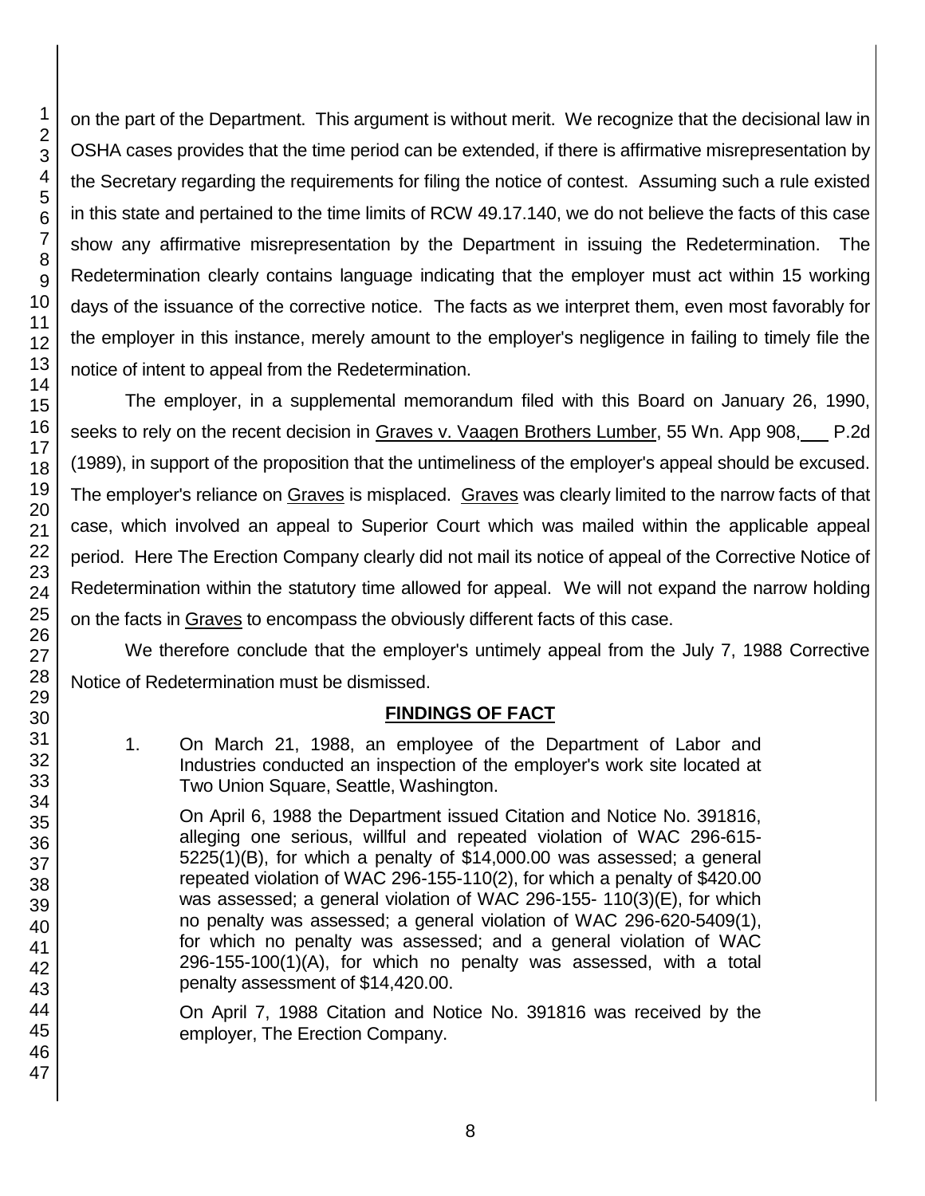on the part of the Department. This argument is without merit. We recognize that the decisional law in OSHA cases provides that the time period can be extended, if there is affirmative misrepresentation by the Secretary regarding the requirements for filing the notice of contest. Assuming such a rule existed in this state and pertained to the time limits of RCW 49.17.140, we do not believe the facts of this case show any affirmative misrepresentation by the Department in issuing the Redetermination. The Redetermination clearly contains language indicating that the employer must act within 15 working days of the issuance of the corrective notice. The facts as we interpret them, even most favorably for the employer in this instance, merely amount to the employer's negligence in failing to timely file the notice of intent to appeal from the Redetermination.

The employer, in a supplemental memorandum filed with this Board on January 26, 1990, seeks to rely on the recent decision in Graves v. Vaagen Brothers Lumber, 55 Wn. App 908, ___ P.2d (1989), in support of the proposition that the untimeliness of the employer's appeal should be excused. The employer's reliance on Graves is misplaced. Graves was clearly limited to the narrow facts of that case, which involved an appeal to Superior Court which was mailed within the applicable appeal period. Here The Erection Company clearly did not mail its notice of appeal of the Corrective Notice of Redetermination within the statutory time allowed for appeal. We will not expand the narrow holding on the facts in Graves to encompass the obviously different facts of this case.

We therefore conclude that the employer's untimely appeal from the July 7, 1988 Corrective Notice of Redetermination must be dismissed.

## FINDINGS OF FACT

1. On March 21, 1988, an employee of the Department of Labor and Industries conducted an inspection of the employer's work site located at Two Union Square, Seattle, Washington.

   On April 6, 1988 the Department issued Citation and Notice No. 391816, alleging one serious, willful and repeated violation of WAC 296-615-5225(1)(B), for which a penalty of $14,000.00 was assessed; a general repeated violation of WAC 296-155-110(2), for which a penalty of $420.00 was assessed; a general violation of WAC 296-155- 110(3)(E), for which no penalty was assessed; a general violation of WAC 296-620-5409(1), for which no penalty was assessed; and a general violation of WAC 296-155-100(1)(A), for which no penalty was assessed, with a total penalty assessment of $14,420.00.

   On April 7, 1988 Citation and Notice No. 391816 was received by the employer, The Erection Company.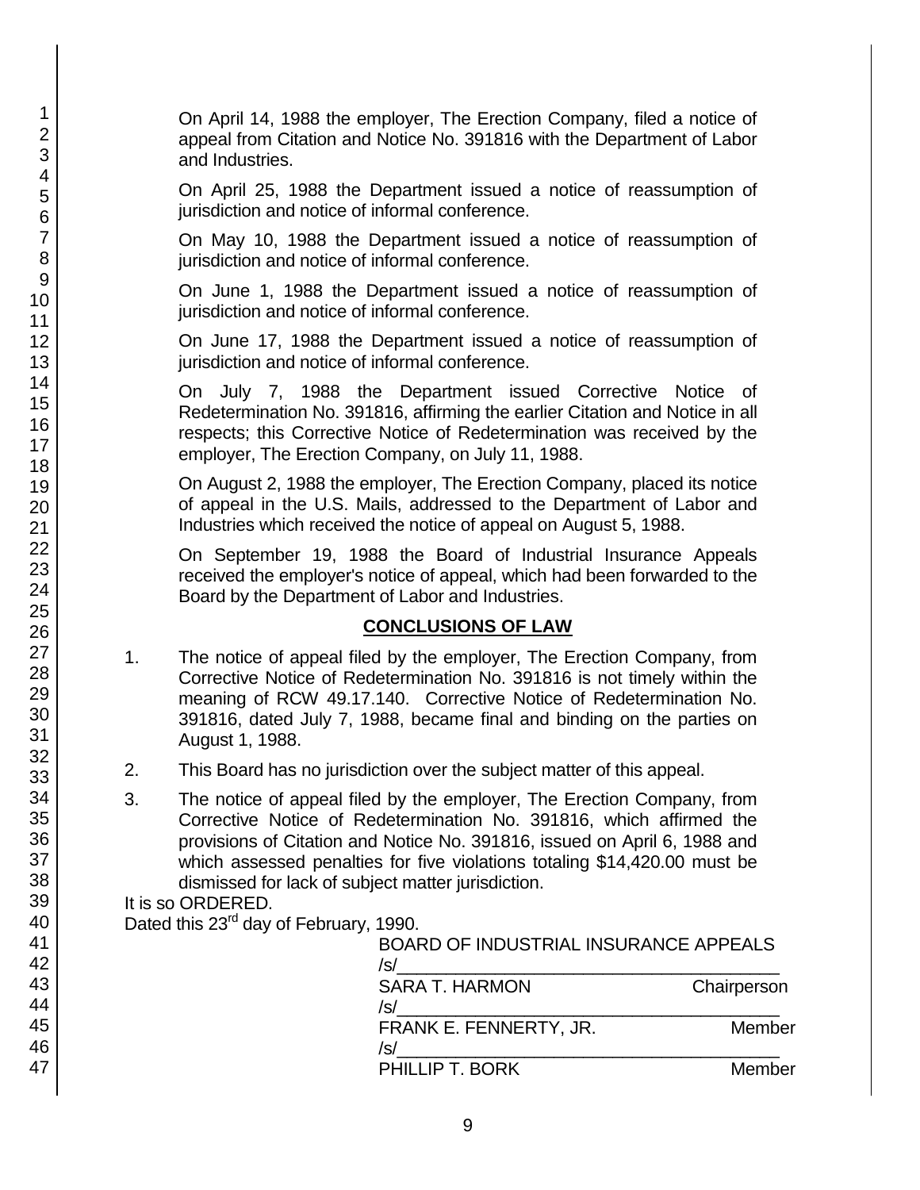On April 14, 1988 the employer, The Erection Company, filed a notice of appeal from Citation and Notice No. 391816 with the Department of Labor and Industries.

On April 25, 1988 the Department issued a notice of reassumption of jurisdiction and notice of informal conference.

On May 10, 1988 the Department issued a notice of reassumption of jurisdiction and notice of informal conference.

On June 1, 1988 the Department issued a notice of reassumption of jurisdiction and notice of informal conference.

On June 17, 1988 the Department issued a notice of reassumption of jurisdiction and notice of informal conference.

On July 7, 1988 the Department issued Corrective Notice of Redetermination No. 391816, affirming the earlier Citation and Notice in all respects; this Corrective Notice of Redetermination was received by the employer, The Erection Company, on July 11, 1988.

On August 2, 1988 the employer, The Erection Company, placed its notice of appeal in the U.S. Mails, addressed to the Department of Labor and Industries which received the notice of appeal on August 5, 1988.

On September 19, 1988 the Board of Industrial Insurance Appeals received the employer's notice of appeal, which had been forwarded to the Board by the Department of Labor and Industries.

## CONCLUSIONS OF LAW

1. The notice of appeal filed by the employer, The Erection Company, from Corrective Notice of Redetermination No. 391816 is not timely within the meaning of RCW 49.17.140. Corrective Notice of Redetermination No. 391816, dated July 7, 1988, became final and binding on the parties on August 1, 1988.

2. This Board has no jurisdiction over the subject matter of this appeal.

3. The notice of appeal filed by the employer, The Erection Company, from Corrective Notice of Redetermination No. 391816, which affirmed the provisions of Citation and Notice No. 391816, issued on April 6, 1988 and which assessed penalties for five violations totaling $14,420.00 must be dismissed for lack of subject matter jurisdiction.

It is so ORDERED.

Dated this 23rd day of February, 1990.

BOARD OF INDUSTRIAL INSURANCE APPEALS

/s/________________________________________
SARA T. HARMON Chairperson

/s/________________________________________
FRANK E. FENNERTY, JR. Member

/s/________________________________________
PHILLIP T. BORK Member